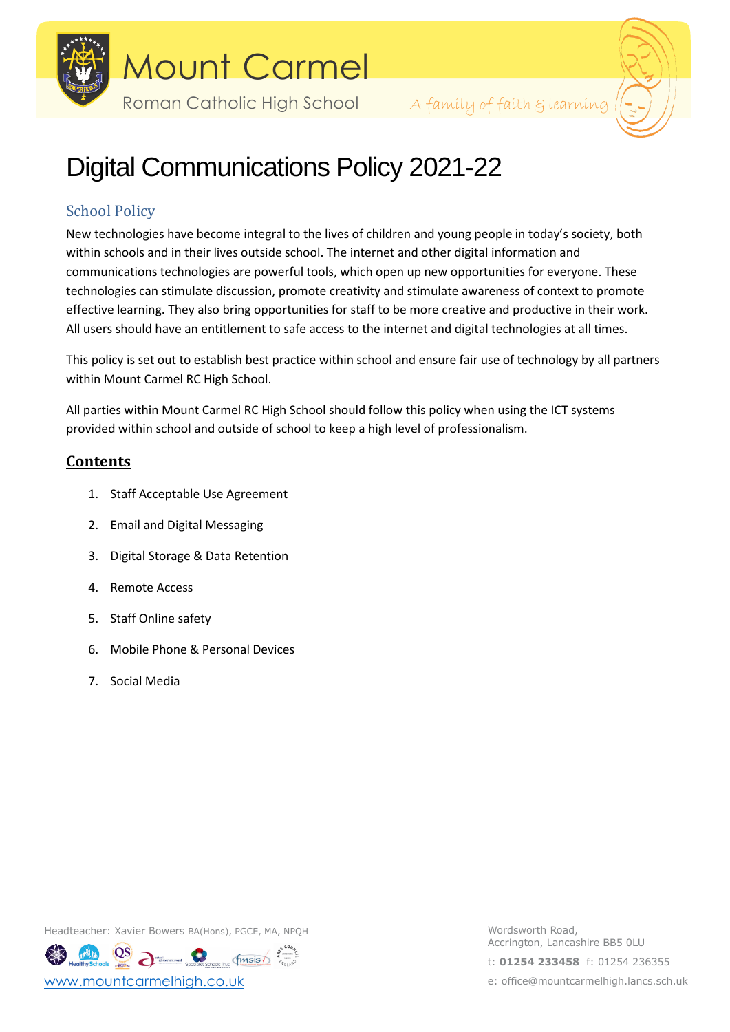# Digital Communications Policy 2021-22

## School Policy

New technologies have become integral to the lives of children and young people in today's society, both within schools and in their lives outside school. The internet and other digital information and communications technologies are powerful tools, which open up new opportunities for everyone. These technologies can stimulate discussion, promote creativity and stimulate awareness of context to promote effective learning. They also bring opportunities for staff to be more creative and productive in their work. All users should have an entitlement to safe access to the internet and digital technologies at all times.

This policy is set out to establish best practice within school and ensure fair use of technology by all partners within Mount Carmel RC High School.

All parties within Mount Carmel RC High School should follow this policy when using the ICT systems provided within school and outside of school to keep a high level of professionalism.

## Contents

1. Staff Acceptable Use Agreement
2. Email and Digital Messaging
3. Digital Storage & Data Retention
4. Remote Access
5. Staff Online safety
6. Mobile Phone & Personal Devices
7. Social Media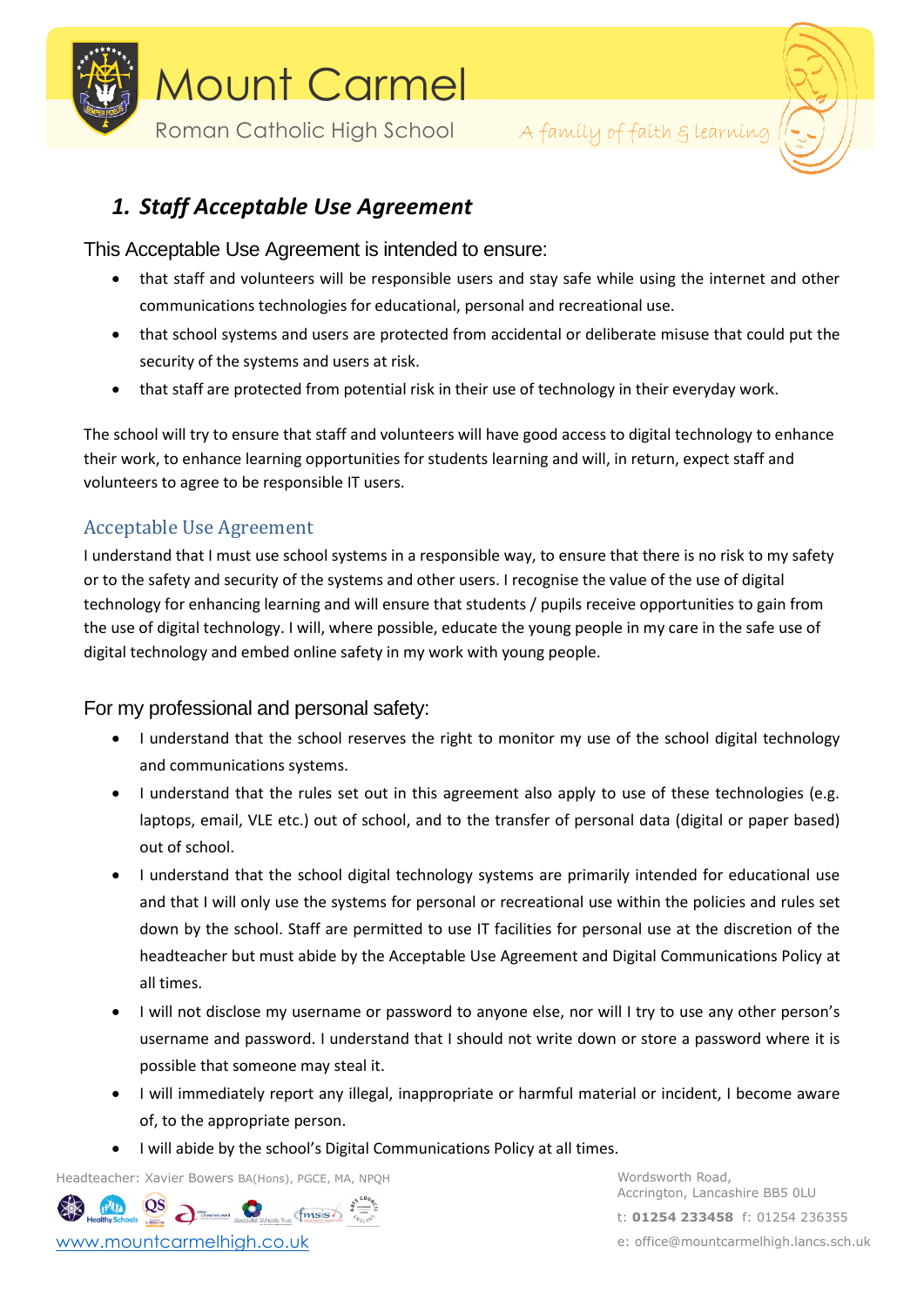## 1. *Staff Acceptable Use Agreement*

### This Acceptable Use Agreement is intended to ensure:

- that staff and volunteers will be responsible users and stay safe while using the internet and other communications technologies for educational, personal and recreational use.
- that school systems and users are protected from accidental or deliberate misuse that could put the security of the systems and users at risk.
- that staff are protected from potential risk in their use of technology in their everyday work.

The school will try to ensure that staff and volunteers will have good access to digital technology to enhance their work, to enhance learning opportunities for students learning and will, in return, expect staff and volunteers to agree to be responsible IT users.

### Acceptable Use Agreement

I understand that I must use school systems in a responsible way, to ensure that there is no risk to my safety or to the safety and security of the systems and other users. I recognise the value of the use of digital technology for enhancing learning and will ensure that students / pupils receive opportunities to gain from the use of digital technology. I will, where possible, educate the young people in my care in the safe use of digital technology and embed online safety in my work with young people.

### For my professional and personal safety:

- I understand that the school reserves the right to monitor my use of the school digital technology and communications systems.
- I understand that the rules set out in this agreement also apply to use of these technologies (e.g. laptops, email, VLE etc.) out of school, and to the transfer of personal data (digital or paper based) out of school.
- I understand that the school digital technology systems are primarily intended for educational use and that I will only use the systems for personal or recreational use within the policies and rules set down by the school. Staff are permitted to use IT facilities for personal use at the discretion of the headteacher but must abide by the Acceptable Use Agreement and Digital Communications Policy at all times.
- I will not disclose my username or password to anyone else, nor will I try to use any other person's username and password. I understand that I should not write down or store a password where it is possible that someone may steal it.
- I will immediately report any illegal, inappropriate or harmful material or incident, I become aware of, to the appropriate person.
- I will abide by the school's Digital Communications Policy at all times.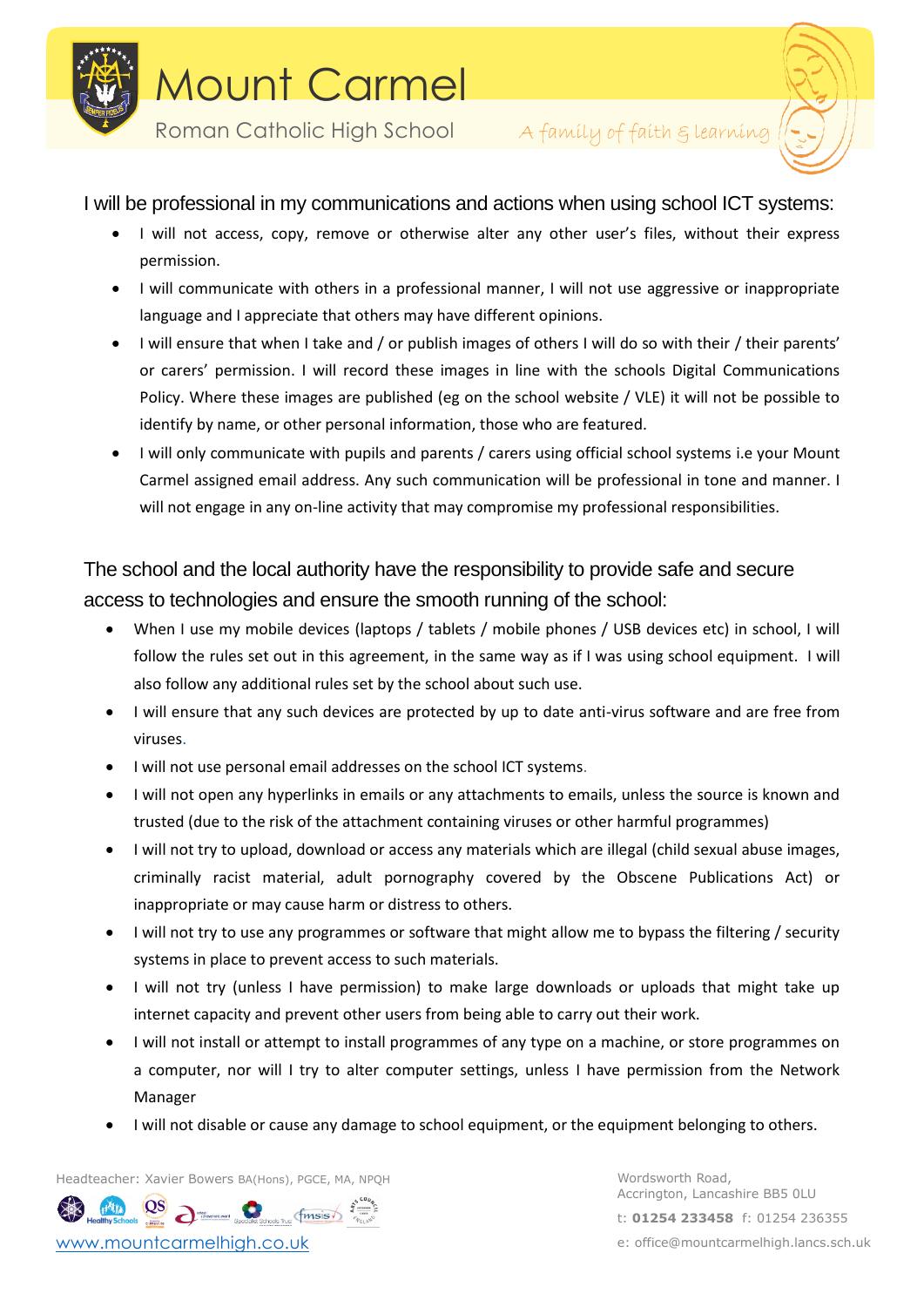I will be professional in my communications and actions when using school ICT systems:

- I will not access, copy, remove or otherwise alter any other user's files, without their express permission.
- I will communicate with others in a professional manner, I will not use aggressive or inappropriate language and I appreciate that others may have different opinions.
- I will ensure that when I take and / or publish images of others I will do so with their / their parents' or carers' permission. I will record these images in line with the schools Digital Communications Policy. Where these images are published (eg on the school website / VLE) it will not be possible to identify by name, or other personal information, those who are featured.
- I will only communicate with pupils and parents / carers using official school systems i.e your Mount Carmel assigned email address. Any such communication will be professional in tone and manner. I will not engage in any on-line activity that may compromise my professional responsibilities.

The school and the local authority have the responsibility to provide safe and secure access to technologies and ensure the smooth running of the school:

- When I use my mobile devices (laptops / tablets / mobile phones / USB devices etc) in school, I will follow the rules set out in this agreement, in the same way as if I was using school equipment. I will also follow any additional rules set by the school about such use.
- I will ensure that any such devices are protected by up to date anti-virus software and are free from viruses.
- I will not use personal email addresses on the school ICT systems.
- I will not open any hyperlinks in emails or any attachments to emails, unless the source is known and trusted (due to the risk of the attachment containing viruses or other harmful programmes)
- I will not try to upload, download or access any materials which are illegal (child sexual abuse images, criminally racist material, adult pornography covered by the Obscene Publications Act) or inappropriate or may cause harm or distress to others.
- I will not try to use any programmes or software that might allow me to bypass the filtering / security systems in place to prevent access to such materials.
- I will not try (unless I have permission) to make large downloads or uploads that might take up internet capacity and prevent other users from being able to carry out their work.
- I will not install or attempt to install programmes of any type on a machine, or store programmes on a computer, nor will I try to alter computer settings, unless I have permission from the Network Manager
- I will not disable or cause any damage to school equipment, or the equipment belonging to others.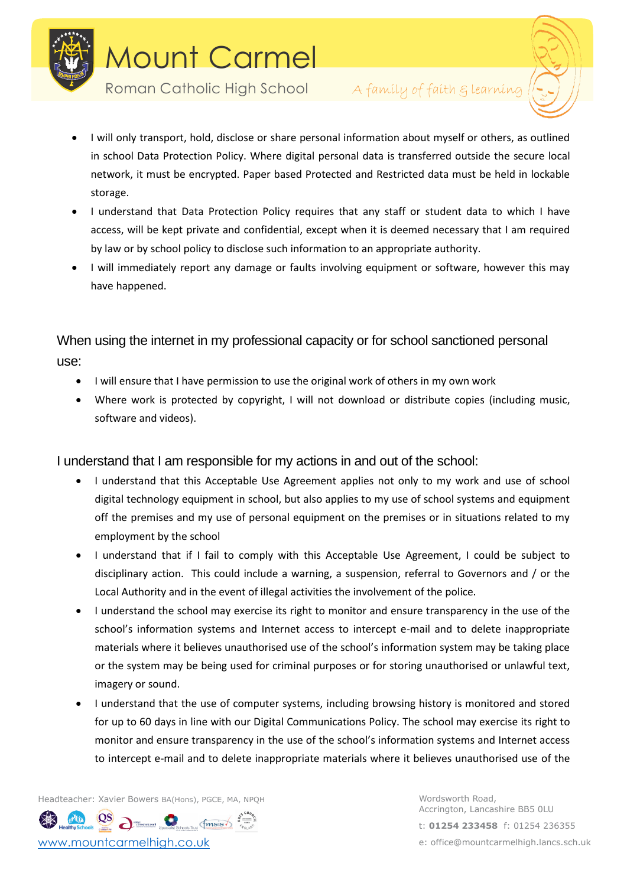- I will only transport, hold, disclose or share personal information about myself or others, as outlined in school Data Protection Policy. Where digital personal data is transferred outside the secure local network, it must be encrypted. Paper based Protected and Restricted data must be held in lockable storage.
- I understand that Data Protection Policy requires that any staff or student data to which I have access, will be kept private and confidential, except when it is deemed necessary that I am required by law or by school policy to disclose such information to an appropriate authority.
- I will immediately report any damage or faults involving equipment or software, however this may have happened.

## When using the internet in my professional capacity or for school sanctioned personal use:

- I will ensure that I have permission to use the original work of others in my own work
- Where work is protected by copyright, I will not download or distribute copies (including music, software and videos).

## I understand that I am responsible for my actions in and out of the school:

- I understand that this Acceptable Use Agreement applies not only to my work and use of school digital technology equipment in school, but also applies to my use of school systems and equipment off the premises and my use of personal equipment on the premises or in situations related to my employment by the school
- I understand that if I fail to comply with this Acceptable Use Agreement, I could be subject to disciplinary action. This could include a warning, a suspension, referral to Governors and / or the Local Authority and in the event of illegal activities the involvement of the police.
- I understand the school may exercise its right to monitor and ensure transparency in the use of the school's information systems and Internet access to intercept e-mail and to delete inappropriate materials where it believes unauthorised use of the school's information system may be taking place or the system may be being used for criminal purposes or for storing unauthorised or unlawful text, imagery or sound.
- I understand that the use of computer systems, including browsing history is monitored and stored for up to 60 days in line with our Digital Communications Policy. The school may exercise its right to monitor and ensure transparency in the use of the school's information systems and Internet access to intercept e-mail and to delete inappropriate materials where it believes unauthorised use of the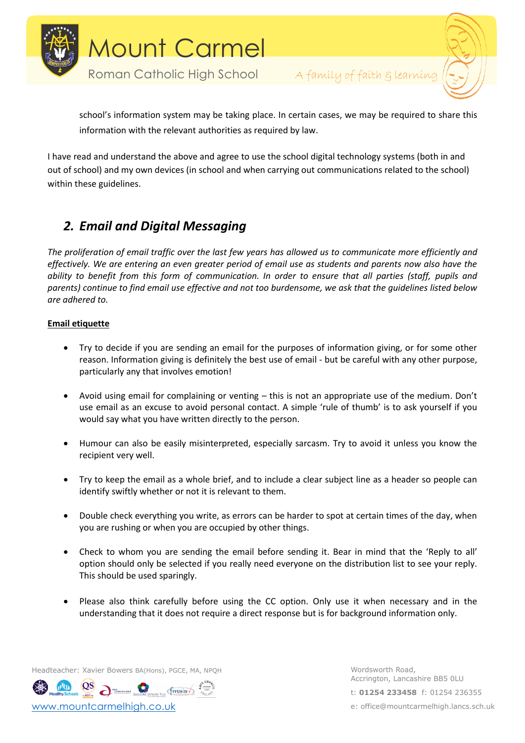school's information system may be taking place. In certain cases, we may be required to share this information with the relevant authorities as required by law.

I have read and understand the above and agree to use the school digital technology systems (both in and out of school) and my own devices (in school and when carrying out communications related to the school) within these guidelines.

## *2. Email and Digital Messaging*

*The proliferation of email traffic over the last few years has allowed us to communicate more efficiently and effectively. We are entering an even greater period of email use as students and parents now also have the ability to benefit from this form of communication. In order to ensure that all parties (staff, pupils and parents) continue to find email use effective and not too burdensome, we ask that the guidelines listed below are adhered to.*

**Email etiquette**

- Try to decide if you are sending an email for the purposes of information giving, or for some other reason. Information giving is definitely the best use of email - but be careful with any other purpose, particularly any that involves emotion!

- Avoid using email for complaining or venting – this is not an appropriate use of the medium. Don't use email as an excuse to avoid personal contact. A simple 'rule of thumb' is to ask yourself if you would say what you have written directly to the person.

- Humour can also be easily misinterpreted, especially sarcasm. Try to avoid it unless you know the recipient very well.

- Try to keep the email as a whole brief, and to include a clear subject line as a header so people can identify swiftly whether or not it is relevant to them.

- Double check everything you write, as errors can be harder to spot at certain times of the day, when you are rushing or when you are occupied by other things.

- Check to whom you are sending the email before sending it. Bear in mind that the 'Reply to all' option should only be selected if you really need everyone on the distribution list to see your reply. This should be used sparingly.

- Please also think carefully before using the CC option. Only use it when necessary and in the understanding that it does not require a direct response but is for background information only.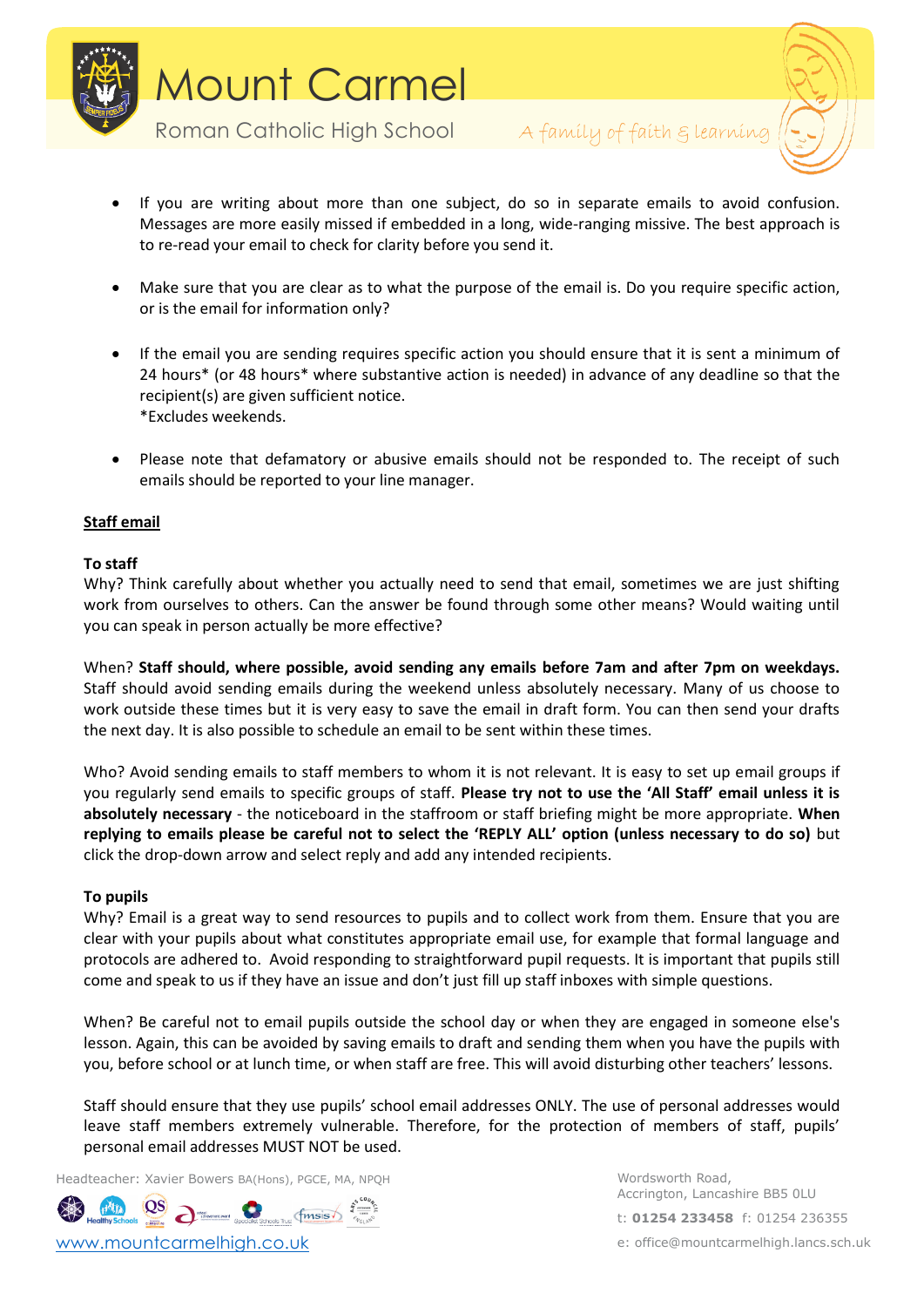- If you are writing about more than one subject, do so in separate emails to avoid confusion. Messages are more easily missed if embedded in a long, wide-ranging missive. The best approach is to re-read your email to check for clarity before you send it.

- Make sure that you are clear as to what the purpose of the email is. Do you require specific action, or is the email for information only?

- If the email you are sending requires specific action you should ensure that it is sent a minimum of 24 hours* (or 48 hours* where substantive action is needed) in advance of any deadline so that the recipient(s) are given sufficient notice.
  *Excludes weekends.

- Please note that defamatory or abusive emails should not be responded to. The receipt of such emails should be reported to your line manager.

**Staff email**

**To staff**

Why? Think carefully about whether you actually need to send that email, sometimes we are just shifting work from ourselves to others. Can the answer be found through some other means? Would waiting until you can speak in person actually be more effective?

When? **Staff should, where possible, avoid sending any emails before 7am and after 7pm on weekdays.** Staff should avoid sending emails during the weekend unless absolutely necessary. Many of us choose to work outside these times but it is very easy to save the email in draft form. You can then send your drafts the next day. It is also possible to schedule an email to be sent within these times.

Who? Avoid sending emails to staff members to whom it is not relevant. It is easy to set up email groups if you regularly send emails to specific groups of staff. **Please try not to use the 'All Staff' email unless it is absolutely necessary** - the noticeboard in the staffroom or staff briefing might be more appropriate. **When replying to emails please be careful not to select the 'REPLY ALL' option (unless necessary to do so)** but click the drop-down arrow and select reply and add any intended recipients.

**To pupils**

Why? Email is a great way to send resources to pupils and to collect work from them. Ensure that you are clear with your pupils about what constitutes appropriate email use, for example that formal language and protocols are adhered to. Avoid responding to straightforward pupil requests. It is important that pupils still come and speak to us if they have an issue and don't just fill up staff inboxes with simple questions.

When? Be careful not to email pupils outside the school day or when they are engaged in someone else's lesson. Again, this can be avoided by saving emails to draft and sending them when you have the pupils with you, before school or at lunch time, or when staff are free. This will avoid disturbing other teachers' lessons.

Staff should ensure that they use pupils' school email addresses ONLY. The use of personal addresses would leave staff members extremely vulnerable. Therefore, for the protection of members of staff, pupils' personal email addresses MUST NOT be used.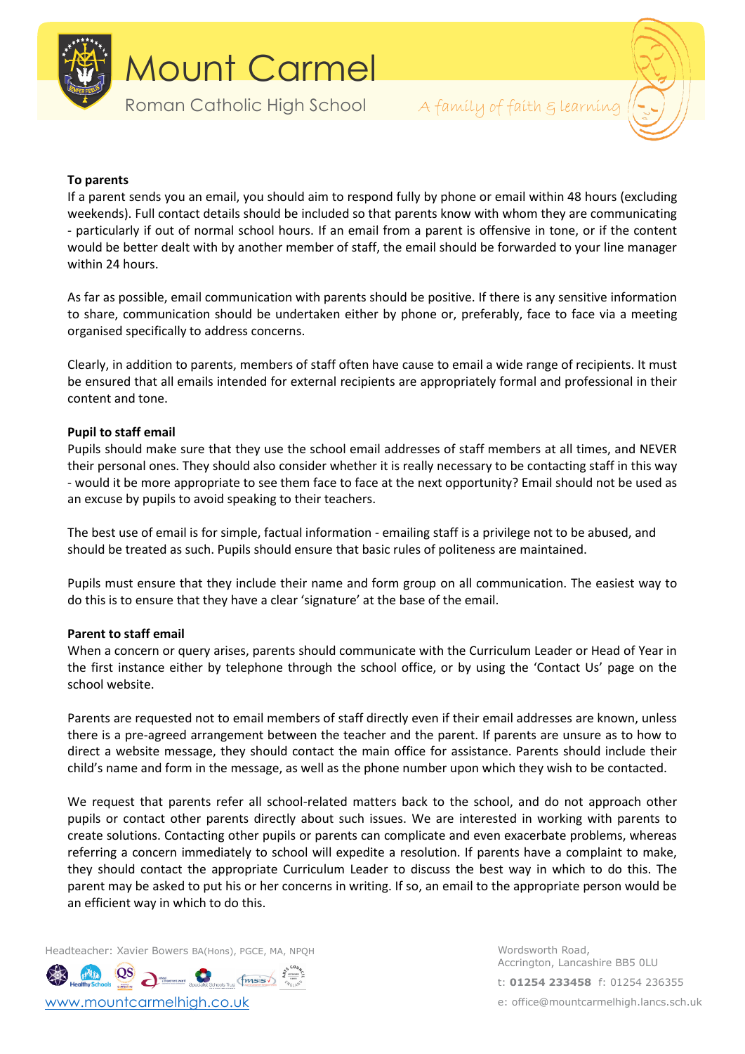**To parents**

If a parent sends you an email, you should aim to respond fully by phone or email within 48 hours (excluding weekends). Full contact details should be included so that parents know with whom they are communicating - particularly if out of normal school hours. If an email from a parent is offensive in tone, or if the content would be better dealt with by another member of staff, the email should be forwarded to your line manager within 24 hours.

As far as possible, email communication with parents should be positive. If there is any sensitive information to share, communication should be undertaken either by phone or, preferably, face to face via a meeting organised specifically to address concerns.

Clearly, in addition to parents, members of staff often have cause to email a wide range of recipients. It must be ensured that all emails intended for external recipients are appropriately formal and professional in their content and tone.

**Pupil to staff email**

Pupils should make sure that they use the school email addresses of staff members at all times, and NEVER their personal ones. They should also consider whether it is really necessary to be contacting staff in this way - would it be more appropriate to see them face to face at the next opportunity? Email should not be used as an excuse by pupils to avoid speaking to their teachers.

The best use of email is for simple, factual information - emailing staff is a privilege not to be abused, and should be treated as such. Pupils should ensure that basic rules of politeness are maintained.

Pupils must ensure that they include their name and form group on all communication. The easiest way to do this is to ensure that they have a clear 'signature' at the base of the email.

**Parent to staff email**

When a concern or query arises, parents should communicate with the Curriculum Leader or Head of Year in the first instance either by telephone through the school office, or by using the 'Contact Us' page on the school website.

Parents are requested not to email members of staff directly even if their email addresses are known, unless there is a pre-agreed arrangement between the teacher and the parent. If parents are unsure as to how to direct a website message, they should contact the main office for assistance. Parents should include their child's name and form in the message, as well as the phone number upon which they wish to be contacted.

We request that parents refer all school-related matters back to the school, and do not approach other pupils or contact other parents directly about such issues. We are interested in working with parents to create solutions. Contacting other pupils or parents can complicate and even exacerbate problems, whereas referring a concern immediately to school will expedite a resolution. If parents have a complaint to make, they should contact the appropriate Curriculum Leader to discuss the best way in which to do this. The parent may be asked to put his or her concerns in writing. If so, an email to the appropriate person would be an efficient way in which to do this.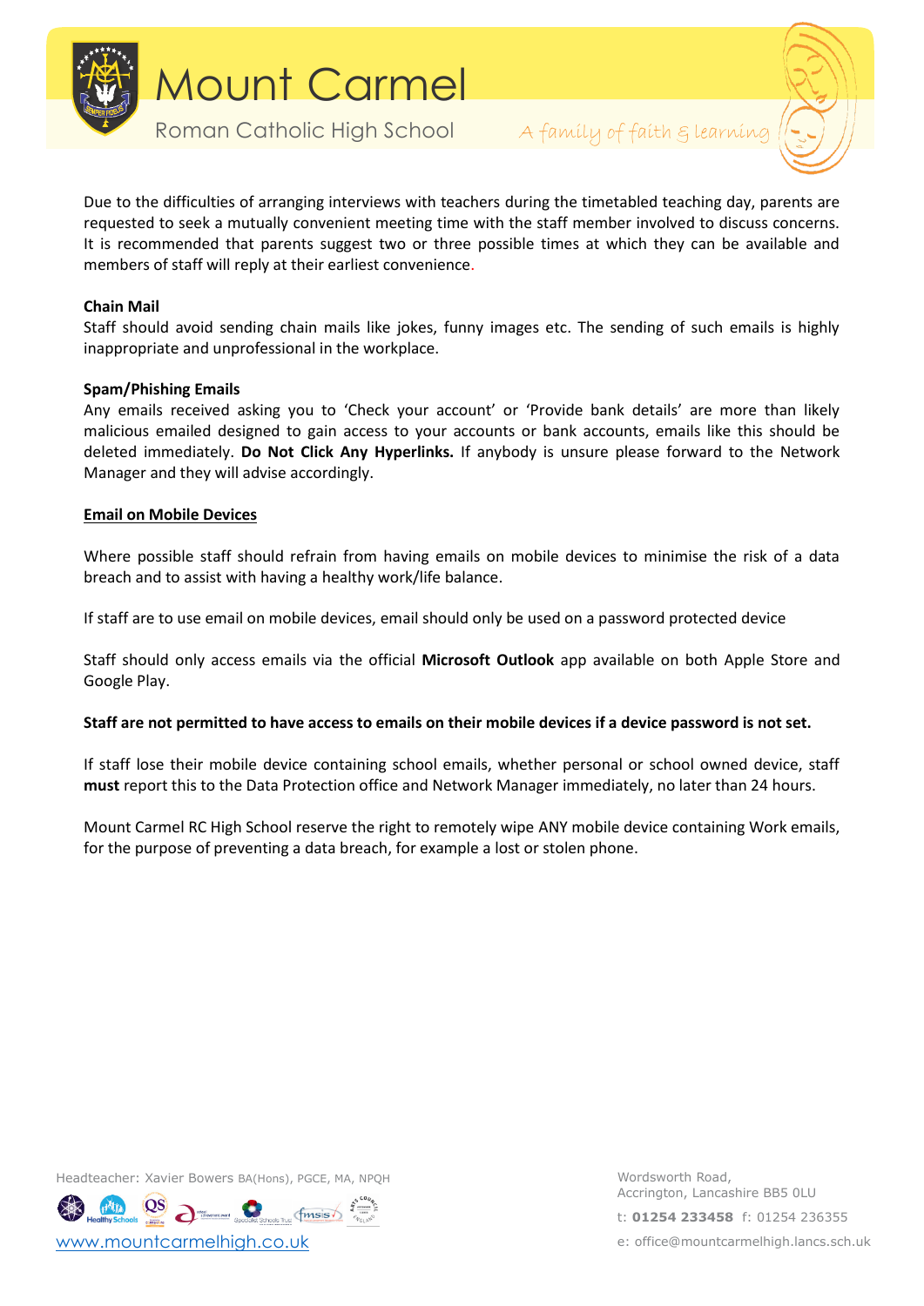Due to the difficulties of arranging interviews with teachers during the timetabled teaching day, parents are requested to seek a mutually convenient meeting time with the staff member involved to discuss concerns. It is recommended that parents suggest two or three possible times at which they can be available and members of staff will reply at their earliest convenience.

**Chain Mail**

Staff should avoid sending chain mails like jokes, funny images etc. The sending of such emails is highly inappropriate and unprofessional in the workplace.

**Spam/Phishing Emails**

Any emails received asking you to 'Check your account' or 'Provide bank details' are more than likely malicious emailed designed to gain access to your accounts or bank accounts, emails like this should be deleted immediately. **Do Not Click Any Hyperlinks.** If anybody is unsure please forward to the Network Manager and they will advise accordingly.

**Email on Mobile Devices**

Where possible staff should refrain from having emails on mobile devices to minimise the risk of a data breach and to assist with having a healthy work/life balance.

If staff are to use email on mobile devices, email should only be used on a password protected device

Staff should only access emails via the official **Microsoft Outlook** app available on both Apple Store and Google Play.

**Staff are not permitted to have access to emails on their mobile devices if a device password is not set.**

If staff lose their mobile device containing school emails, whether personal or school owned device, staff **must** report this to the Data Protection office and Network Manager immediately, no later than 24 hours.

Mount Carmel RC High School reserve the right to remotely wipe ANY mobile device containing Work emails, for the purpose of preventing a data breach, for example a lost or stolen phone.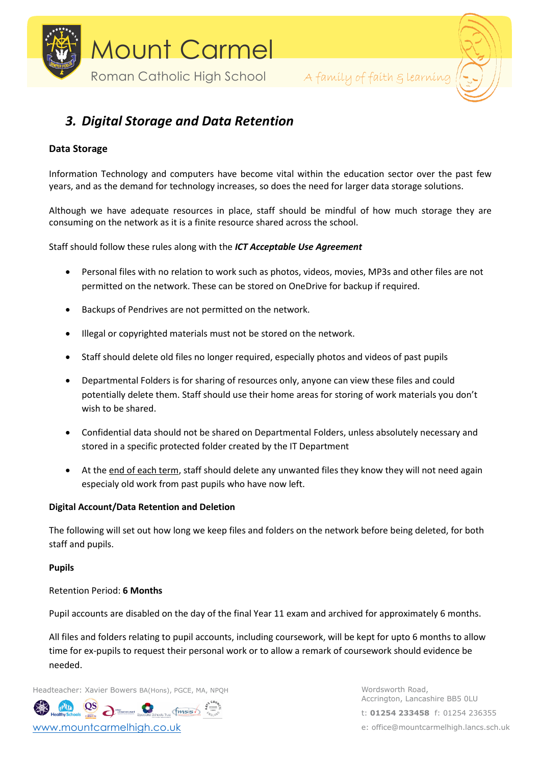## *3. Digital Storage and Data Retention*

**Data Storage**

Information Technology and computers have become vital within the education sector over the past few years, and as the demand for technology increases, so does the need for larger data storage solutions.

Although we have adequate resources in place, staff should be mindful of how much storage they are consuming on the network as it is a finite resource shared across the school.

Staff should follow these rules along with the ***ICT Acceptable Use Agreement***

- Personal files with no relation to work such as photos, videos, movies, MP3s and other files are not permitted on the network. These can be stored on OneDrive for backup if required.
- Backups of Pendrives are not permitted on the network.
- Illegal or copyrighted materials must not be stored on the network.
- Staff should delete old files no longer required, especially photos and videos of past pupils
- Departmental Folders is for sharing of resources only, anyone can view these files and could potentially delete them. Staff should use their home areas for storing of work materials you don't wish to be shared.
- Confidential data should not be shared on Departmental Folders, unless absolutely necessary and stored in a specific protected folder created by the IT Department
- At the end of each term, staff should delete any unwanted files they know they will not need again especially old work from past pupils who have now left.

**Digital Account/Data Retention and Deletion**

The following will set out how long we keep files and folders on the network before being deleted, for both staff and pupils.

**Pupils**

Retention Period: **6 Months**

Pupil accounts are disabled on the day of the final Year 11 exam and archived for approximately 6 months.

All files and folders relating to pupil accounts, including coursework, will be kept for upto 6 months to allow time for ex-pupils to request their personal work or to allow a remark of coursework should evidence be needed.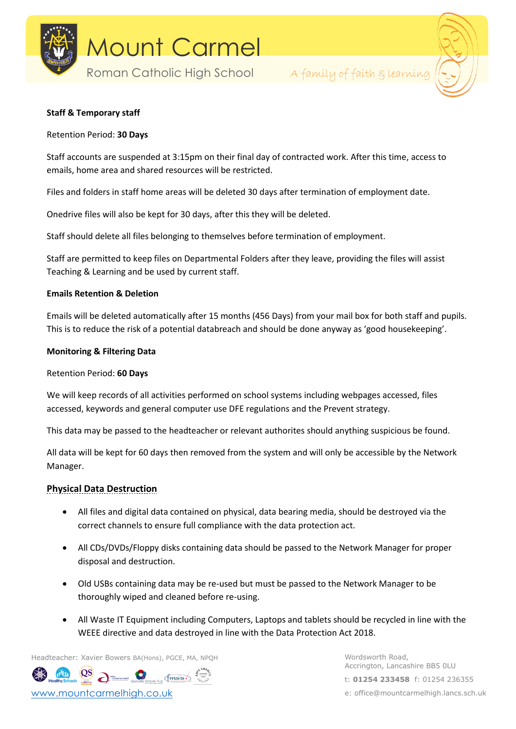**Staff & Temporary staff**

Retention Period: **30 Days**

Staff accounts are suspended at 3:15pm on their final day of contracted work. After this time, access to emails, home area and shared resources will be restricted.

Files and folders in staff home areas will be deleted 30 days after termination of employment date.

Onedrive files will also be kept for 30 days, after this they will be deleted.

Staff should delete all files belonging to themselves before termination of employment.

Staff are permitted to keep files on Departmental Folders after they leave, providing the files will assist Teaching & Learning and be used by current staff.

**Emails Retention & Deletion**

Emails will be deleted automatically after 15 months (456 Days) from your mail box for both staff and pupils. This is to reduce the risk of a potential databreach and should be done anyway as 'good housekeeping'.

**Monitoring & Filtering Data**

Retention Period: **60 Days**

We will keep records of all activities performed on school systems including webpages accessed, files accessed, keywords and general computer use DFE regulations and the Prevent strategy.

This data may be passed to the headteacher or relevant authorites should anything suspicious be found.

All data will be kept for 60 days then removed from the system and will only be accessible by the Network Manager.

## Physical Data Destruction

- All files and digital data contained on physical, data bearing media, should be destroyed via the correct channels to ensure full compliance with the data protection act.
- All CDs/DVDs/Floppy disks containing data should be passed to the Network Manager for proper disposal and destruction.
- Old USBs containing data may be re-used but must be passed to the Network Manager to be thoroughly wiped and cleaned before re-using.
- All Waste IT Equipment including Computers, Laptops and tablets should be recycled in line with the WEEE directive and data destroyed in line with the Data Protection Act 2018.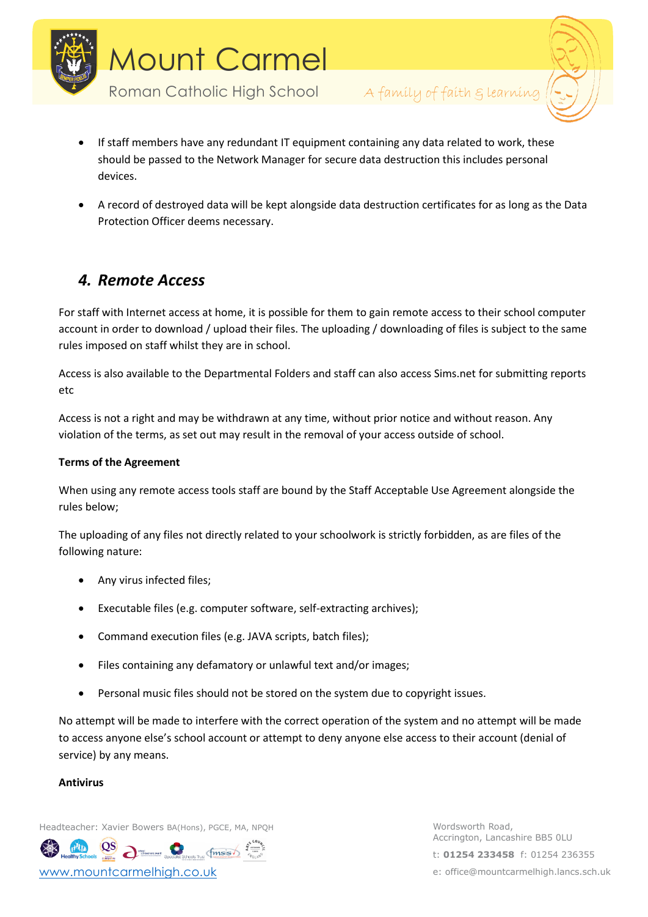- If staff members have any redundant IT equipment containing any data related to work, these should be passed to the Network Manager for secure data destruction this includes personal devices.

- A record of destroyed data will be kept alongside data destruction certificates for as long as the Data Protection Officer deems necessary.

## *4. Remote Access*

For staff with Internet access at home, it is possible for them to gain remote access to their school computer account in order to download / upload their files. The uploading / downloading of files is subject to the same rules imposed on staff whilst they are in school.

Access is also available to the Departmental Folders and staff can also access Sims.net for submitting reports etc

Access is not a right and may be withdrawn at any time, without prior notice and without reason. Any violation of the terms, as set out may result in the removal of your access outside of school.

**Terms of the Agreement**

When using any remote access tools staff are bound by the Staff Acceptable Use Agreement alongside the rules below;

The uploading of any files not directly related to your schoolwork is strictly forbidden, as are files of the following nature:

- Any virus infected files;
- Executable files (e.g. computer software, self-extracting archives);
- Command execution files (e.g. JAVA scripts, batch files);
- Files containing any defamatory or unlawful text and/or images;
- Personal music files should not be stored on the system due to copyright issues.

No attempt will be made to interfere with the correct operation of the system and no attempt will be made to access anyone else's school account or attempt to deny anyone else access to their account (denial of service) by any means.

**Antivirus**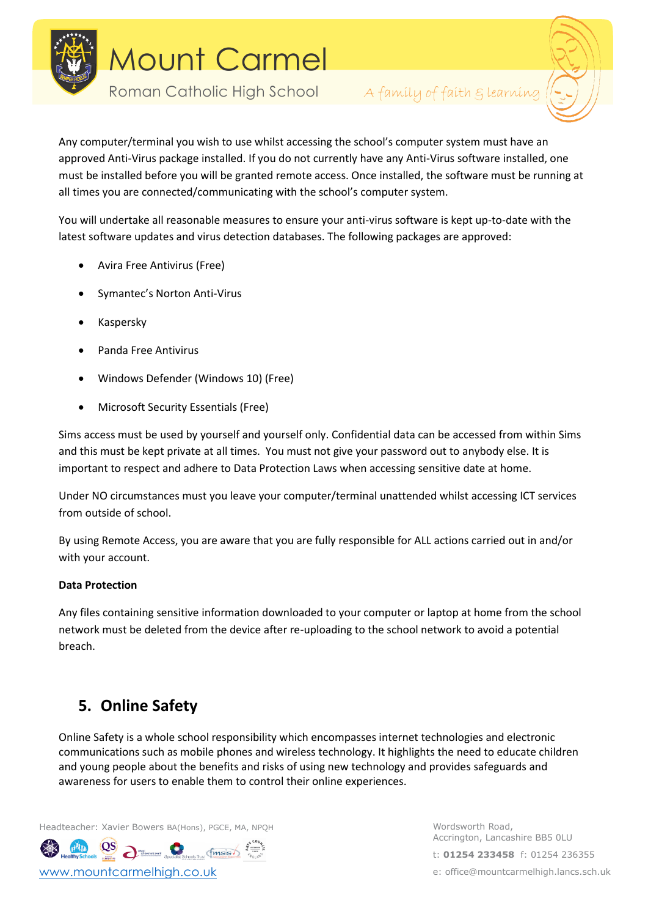Any computer/terminal you wish to use whilst accessing the school's computer system must have an approved Anti-Virus package installed. If you do not currently have any Anti-Virus software installed, one must be installed before you will be granted remote access. Once installed, the software must be running at all times you are connected/communicating with the school's computer system.

You will undertake all reasonable measures to ensure your anti-virus software is kept up-to-date with the latest software updates and virus detection databases. The following packages are approved:

- Avira Free Antivirus (Free)
- Symantec's Norton Anti-Virus
- Kaspersky
- Panda Free Antivirus
- Windows Defender (Windows 10) (Free)
- Microsoft Security Essentials (Free)

Sims access must be used by yourself and yourself only. Confidential data can be accessed from within Sims and this must be kept private at all times. You must not give your password out to anybody else. It is important to respect and adhere to Data Protection Laws when accessing sensitive date at home.

Under NO circumstances must you leave your computer/terminal unattended whilst accessing ICT services from outside of school.

By using Remote Access, you are aware that you are fully responsible for ALL actions carried out in and/or with your account.

**Data Protection**

Any files containing sensitive information downloaded to your computer or laptop at home from the school network must be deleted from the device after re-uploading to the school network to avoid a potential breach.

## 5. Online Safety

Online Safety is a whole school responsibility which encompasses internet technologies and electronic communications such as mobile phones and wireless technology. It highlights the need to educate children and young people about the benefits and risks of using new technology and provides safeguards and awareness for users to enable them to control their online experiences.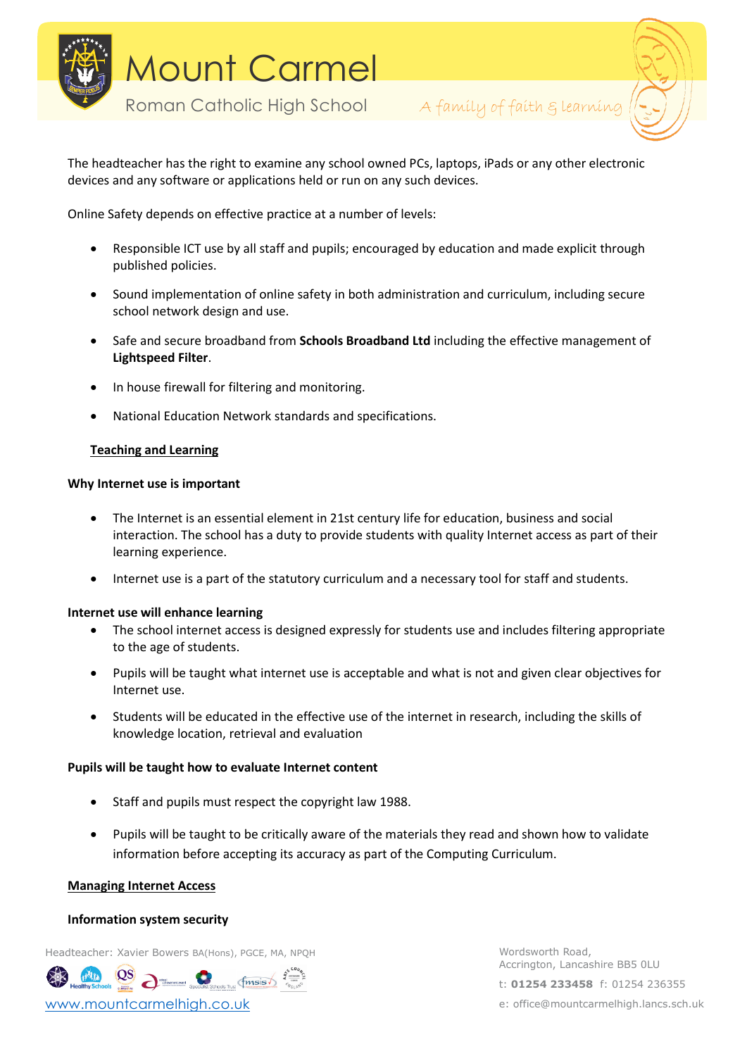The headteacher has the right to examine any school owned PCs, laptops, iPads or any other electronic devices and any software or applications held or run on any such devices.

Online Safety depends on effective practice at a number of levels:

- Responsible ICT use by all staff and pupils; encouraged by education and made explicit through published policies.
- Sound implementation of online safety in both administration and curriculum, including secure school network design and use.
- Safe and secure broadband from **Schools Broadband Ltd** including the effective management of **Lightspeed Filter**.
- In house firewall for filtering and monitoring.
- National Education Network standards and specifications.

## Teaching and Learning

### Why Internet use is important

- The Internet is an essential element in 21st century life for education, business and social interaction. The school has a duty to provide students with quality Internet access as part of their learning experience.
- Internet use is a part of the statutory curriculum and a necessary tool for staff and students.

### Internet use will enhance learning

- The school internet access is designed expressly for students use and includes filtering appropriate to the age of students.
- Pupils will be taught what internet use is acceptable and what is not and given clear objectives for Internet use.
- Students will be educated in the effective use of the internet in research, including the skills of knowledge location, retrieval and evaluation

### Pupils will be taught how to evaluate Internet content

- Staff and pupils must respect the copyright law 1988.
- Pupils will be taught to be critically aware of the materials they read and shown how to validate information before accepting its accuracy as part of the Computing Curriculum.

## Managing Internet Access

### Information system security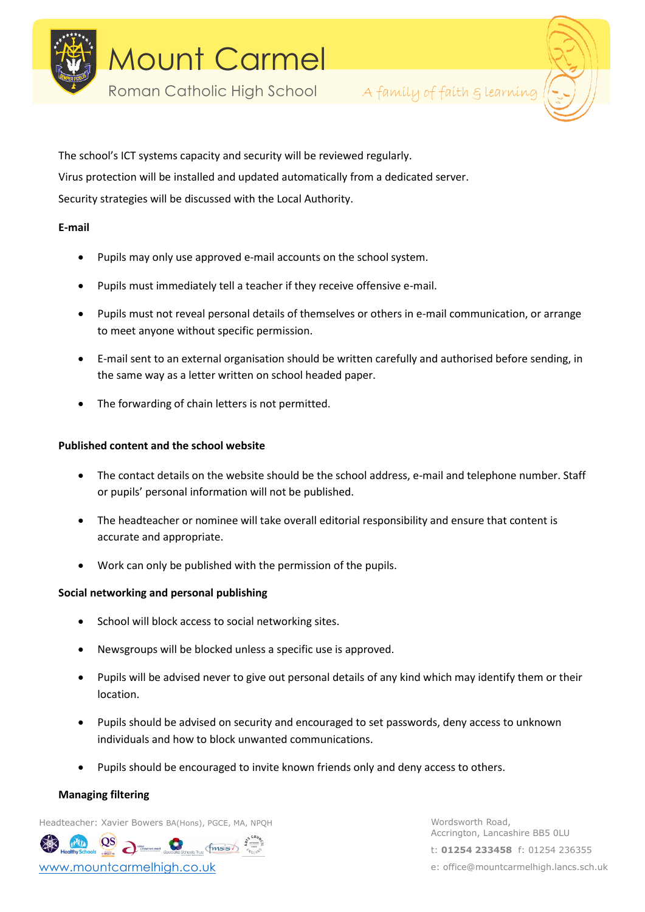The school's ICT systems capacity and security will be reviewed regularly.

Virus protection will be installed and updated automatically from a dedicated server.

Security strategies will be discussed with the Local Authority.

**E-mail**

- Pupils may only use approved e-mail accounts on the school system.
- Pupils must immediately tell a teacher if they receive offensive e-mail.
- Pupils must not reveal personal details of themselves or others in e-mail communication, or arrange to meet anyone without specific permission.
- E-mail sent to an external organisation should be written carefully and authorised before sending, in the same way as a letter written on school headed paper.
- The forwarding of chain letters is not permitted.

**Published content and the school website**

- The contact details on the website should be the school address, e-mail and telephone number. Staff or pupils' personal information will not be published.
- The headteacher or nominee will take overall editorial responsibility and ensure that content is accurate and appropriate.
- Work can only be published with the permission of the pupils.

**Social networking and personal publishing**

- School will block access to social networking sites.
- Newsgroups will be blocked unless a specific use is approved.
- Pupils will be advised never to give out personal details of any kind which may identify them or their location.
- Pupils should be advised on security and encouraged to set passwords, deny access to unknown individuals and how to block unwanted communications.
- Pupils should be encouraged to invite known friends only and deny access to others.

**Managing filtering**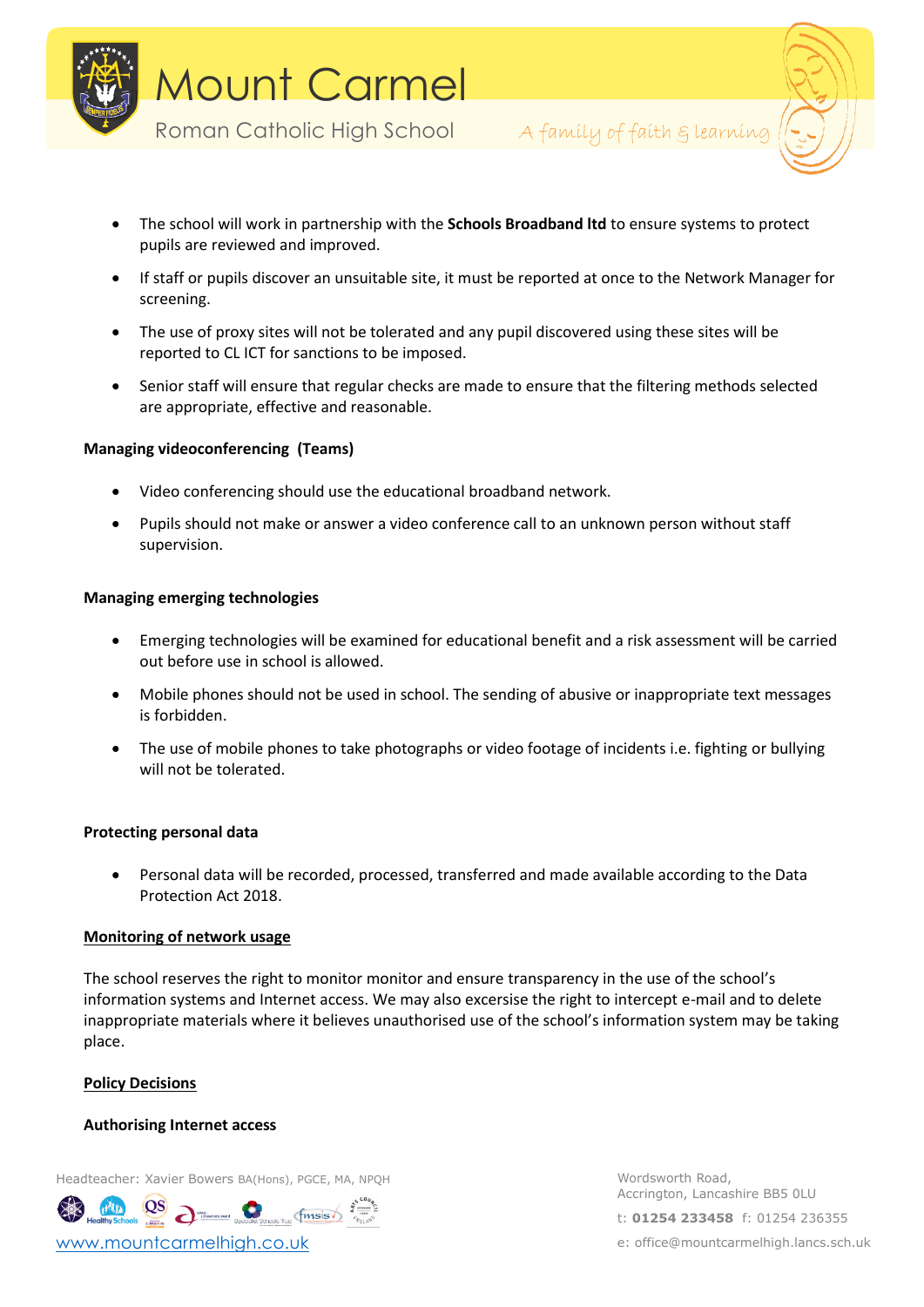- The school will work in partnership with the **Schools Broadband ltd** to ensure systems to protect pupils are reviewed and improved.
- If staff or pupils discover an unsuitable site, it must be reported at once to the Network Manager for screening.
- The use of proxy sites will not be tolerated and any pupil discovered using these sites will be reported to CL ICT for sanctions to be imposed.
- Senior staff will ensure that regular checks are made to ensure that the filtering methods selected are appropriate, effective and reasonable.

**Managing videoconferencing (Teams)**

- Video conferencing should use the educational broadband network.
- Pupils should not make or answer a video conference call to an unknown person without staff supervision.

**Managing emerging technologies**

- Emerging technologies will be examined for educational benefit and a risk assessment will be carried out before use in school is allowed.
- Mobile phones should not be used in school. The sending of abusive or inappropriate text messages is forbidden.
- The use of mobile phones to take photographs or video footage of incidents i.e. fighting or bullying will not be tolerated.

**Protecting personal data**

- Personal data will be recorded, processed, transferred and made available according to the Data Protection Act 2018.

**Monitoring of network usage**

The school reserves the right to monitor monitor and ensure transparency in the use of the school's information systems and Internet access. We may also excersise the right to intercept e-mail and to delete inappropriate materials where it believes unauthorised use of the school's information system may be taking place.

**Policy Decisions**

**Authorising Internet access**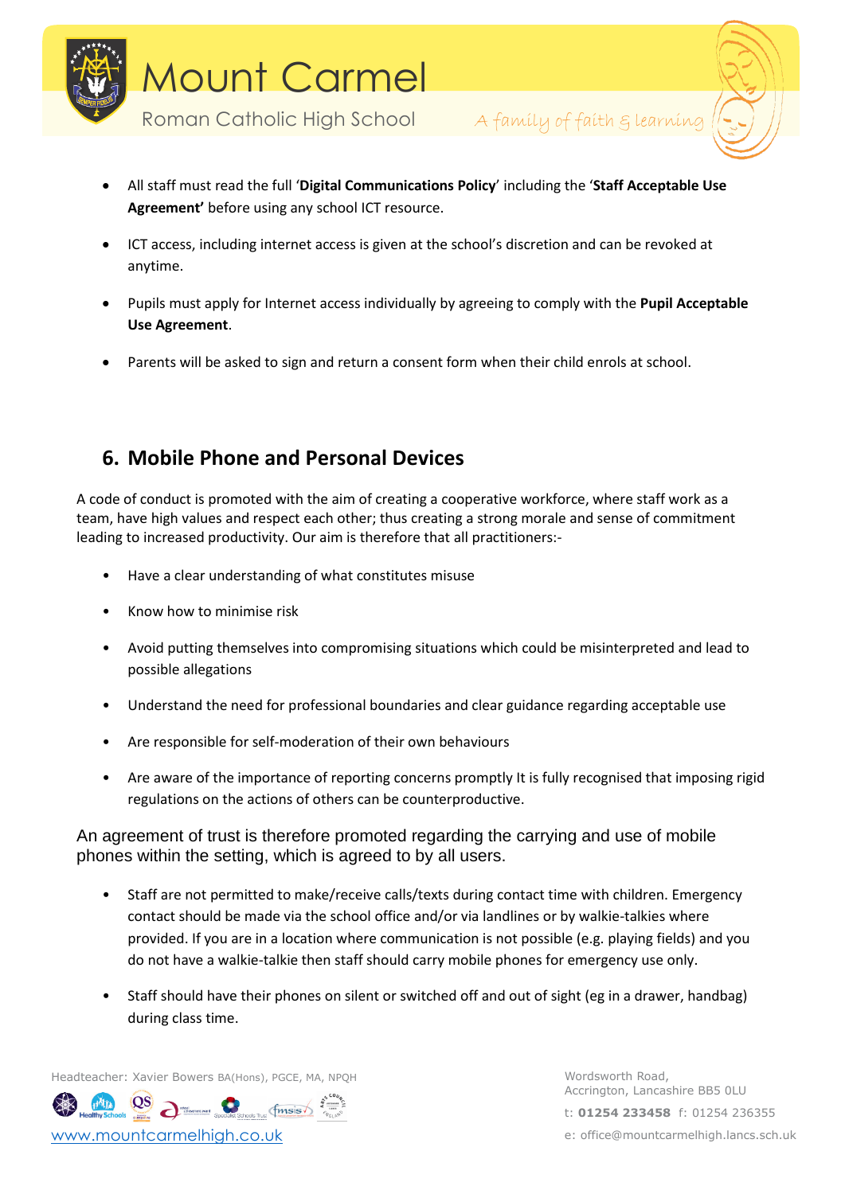- All staff must read the full '**Digital Communications Policy**' including the '**Staff Acceptable Use Agreement'** before using any school ICT resource.

- ICT access, including internet access is given at the school's discretion and can be revoked at anytime.

- Pupils must apply for Internet access individually by agreeing to comply with the **Pupil Acceptable Use Agreement**.

- Parents will be asked to sign and return a consent form when their child enrols at school.

## 6. Mobile Phone and Personal Devices

A code of conduct is promoted with the aim of creating a cooperative workforce, where staff work as a team, have high values and respect each other; thus creating a strong morale and sense of commitment leading to increased productivity. Our aim is therefore that all practitioners:-

- Have a clear understanding of what constitutes misuse
- Know how to minimise risk
- Avoid putting themselves into compromising situations which could be misinterpreted and lead to possible allegations
- Understand the need for professional boundaries and clear guidance regarding acceptable use
- Are responsible for self-moderation of their own behaviours
- Are aware of the importance of reporting concerns promptly It is fully recognised that imposing rigid regulations on the actions of others can be counterproductive.

An agreement of trust is therefore promoted regarding the carrying and use of mobile phones within the setting, which is agreed to by all users.

- Staff are not permitted to make/receive calls/texts during contact time with children. Emergency contact should be made via the school office and/or via landlines or by walkie-talkies where provided. If you are in a location where communication is not possible (e.g. playing fields) and you do not have a walkie-talkie then staff should carry mobile phones for emergency use only.

- Staff should have their phones on silent or switched off and out of sight (eg in a drawer, handbag) during class time.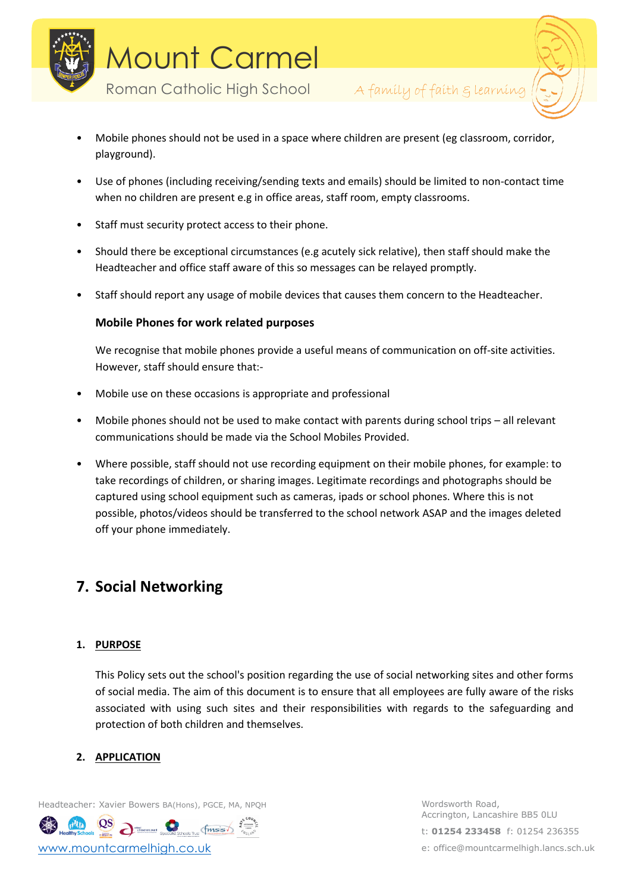- Mobile phones should not be used in a space where children are present (eg classroom, corridor, playground).
- Use of phones (including receiving/sending texts and emails) should be limited to non-contact time when no children are present e.g in office areas, staff room, empty classrooms.
- Staff must security protect access to their phone.
- Should there be exceptional circumstances (e.g acutely sick relative), then staff should make the Headteacher and office staff aware of this so messages can be relayed promptly.
- Staff should report any usage of mobile devices that causes them concern to the Headteacher.

**Mobile Phones for work related purposes**

We recognise that mobile phones provide a useful means of communication on off-site activities. However, staff should ensure that:-

- Mobile use on these occasions is appropriate and professional
- Mobile phones should not be used to make contact with parents during school trips – all relevant communications should be made via the School Mobiles Provided.
- Where possible, staff should not use recording equipment on their mobile phones, for example: to take recordings of children, or sharing images. Legitimate recordings and photographs should be captured using school equipment such as cameras, ipads or school phones. Where this is not possible, photos/videos should be transferred to the school network ASAP and the images deleted off your phone immediately.

## 7. Social Networking

### 1. PURPOSE

This Policy sets out the school's position regarding the use of social networking sites and other forms of social media. The aim of this document is to ensure that all employees are fully aware of the risks associated with using such sites and their responsibilities with regards to the safeguarding and protection of both children and themselves.

### 2. APPLICATION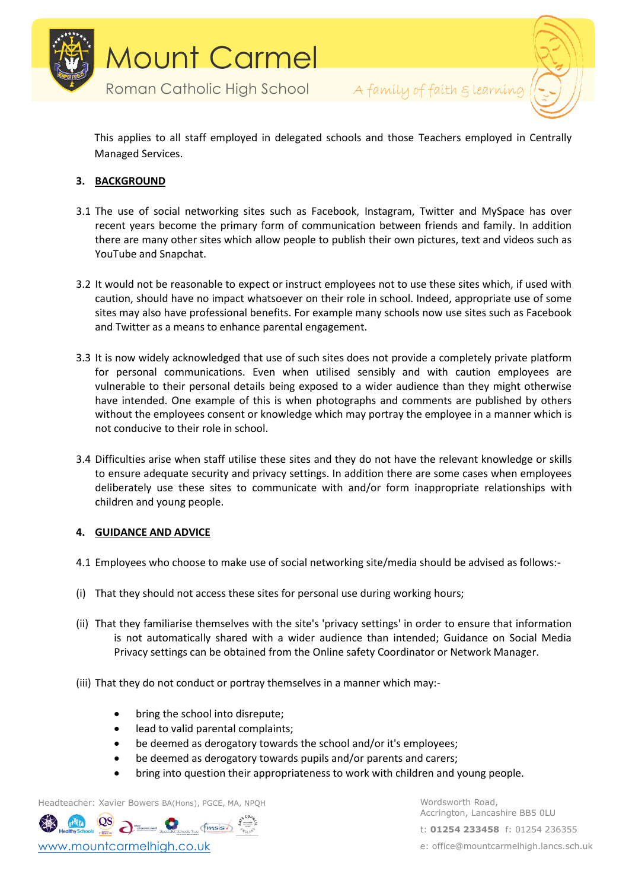This applies to all staff employed in delegated schools and those Teachers employed in Centrally Managed Services.

## 3. BACKGROUND

3.1 The use of social networking sites such as Facebook, Instagram, Twitter and MySpace has over recent years become the primary form of communication between friends and family. In addition there are many other sites which allow people to publish their own pictures, text and videos such as YouTube and Snapchat.

3.2 It would not be reasonable to expect or instruct employees not to use these sites which, if used with caution, should have no impact whatsoever on their role in school. Indeed, appropriate use of some sites may also have professional benefits. For example many schools now use sites such as Facebook and Twitter as a means to enhance parental engagement.

3.3 It is now widely acknowledged that use of such sites does not provide a completely private platform for personal communications. Even when utilised sensibly and with caution employees are vulnerable to their personal details being exposed to a wider audience than they might otherwise have intended. One example of this is when photographs and comments are published by others without the employees consent or knowledge which may portray the employee in a manner which is not conducive to their role in school.

3.4 Difficulties arise when staff utilise these sites and they do not have the relevant knowledge or skills to ensure adequate security and privacy settings. In addition there are some cases when employees deliberately use these sites to communicate with and/or form inappropriate relationships with children and young people.

## 4. GUIDANCE AND ADVICE

4.1 Employees who choose to make use of social networking site/media should be advised as follows:-

(i) That they should not access these sites for personal use during working hours;

(ii) That they familiarise themselves with the site's 'privacy settings' in order to ensure that information is not automatically shared with a wider audience than intended; Guidance on Social Media Privacy settings can be obtained from the Online safety Coordinator or Network Manager.

(iii) That they do not conduct or portray themselves in a manner which may:-

- bring the school into disrepute;
- lead to valid parental complaints;
- be deemed as derogatory towards the school and/or it's employees;
- be deemed as derogatory towards pupils and/or parents and carers;
- bring into question their appropriateness to work with children and young people.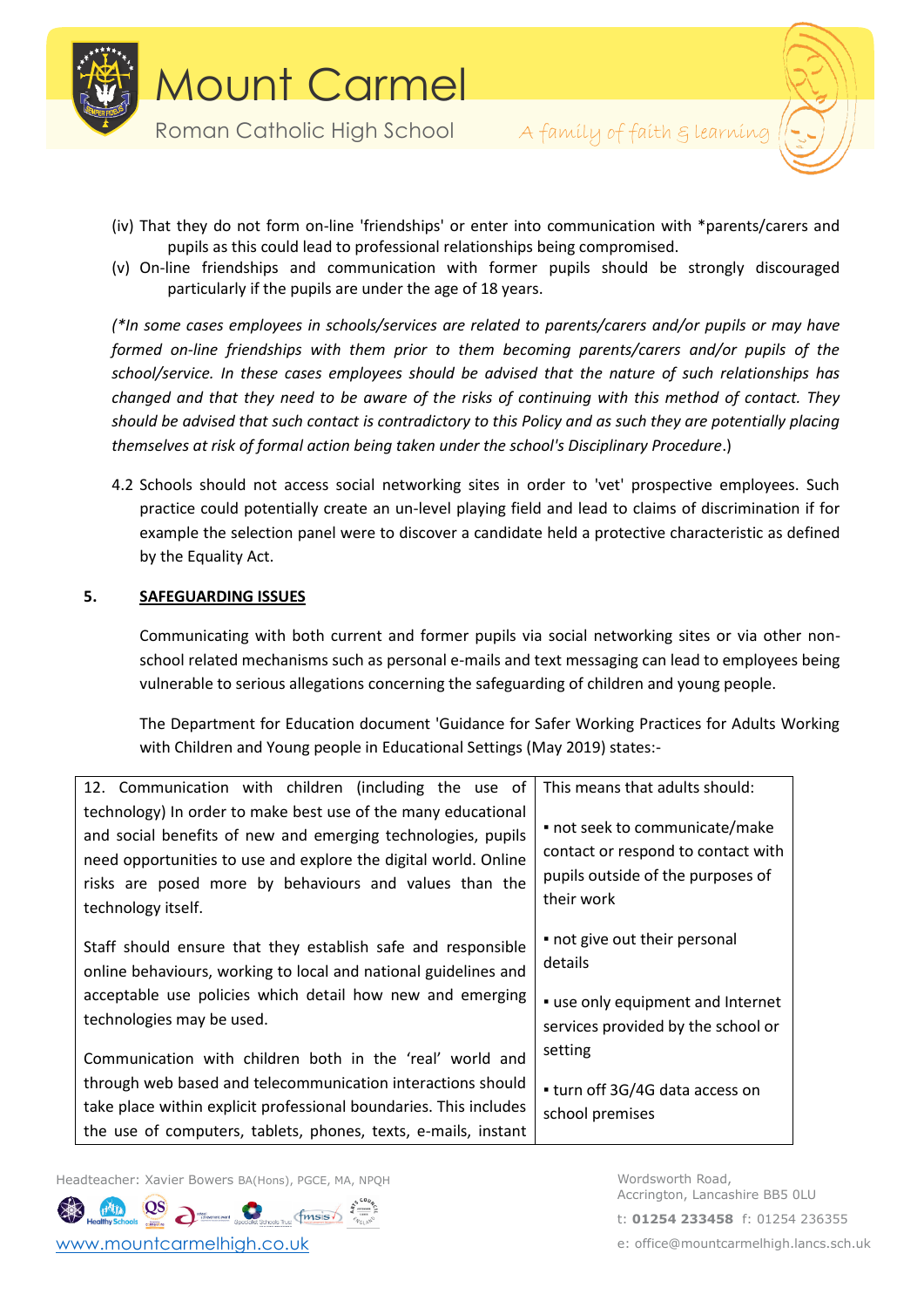(iv) That they do not form on-line 'friendships' or enter into communication with *parents/carers and pupils as this could lead to professional relationships being compromised.

(v) On-line friendships and communication with former pupils should be strongly discouraged particularly if the pupils are under the age of 18 years.

*(*In some cases employees in schools/services are related to parents/carers and/or pupils or may have formed on-line friendships with them prior to them becoming parents/carers and/or pupils of the school/service. In these cases employees should be advised that the nature of such relationships has changed and that they need to be aware of the risks of continuing with this method of contact. They should be advised that such contact is contradictory to this Policy and as such they are potentially placing themselves at risk of formal action being taken under the school's Disciplinary Procedure*.)

4.2 Schools should not access social networking sites in order to 'vet' prospective employees. Such practice could potentially create an un-level playing field and lead to claims of discrimination if for example the selection panel were to discover a candidate held a protective characteristic as defined by the Equality Act.

## 5. SAFEGUARDING ISSUES

Communicating with both current and former pupils via social networking sites or via other non-school related mechanisms such as personal e-mails and text messaging can lead to employees being vulnerable to serious allegations concerning the safeguarding of children and young people.

The Department for Education document 'Guidance for Safer Working Practices for Adults Working with Children and Young people in Educational Settings (May 2019) states:-

| | |
|---|---|
| 12. Communication with children (including the use of technology) In order to make best use of the many educational and social benefits of new and emerging technologies, pupils need opportunities to use and explore the digital world. Online risks are posed more by behaviours and values than the technology itself.<br><br>Staff should ensure that they establish safe and responsible online behaviours, working to local and national guidelines and acceptable use policies which detail how new and emerging technologies may be used.<br><br>Communication with children both in the 'real' world and through web based and telecommunication interactions should take place within explicit professional boundaries. This includes the use of computers, tablets, phones, texts, e-mails, instant | This means that adults should:<br><br>▪ not seek to communicate/make contact or respond to contact with pupils outside of the purposes of their work<br><br>▪ not give out their personal details<br><br>▪ use only equipment and Internet services provided by the school or setting<br><br>▪ turn off 3G/4G data access on school premises |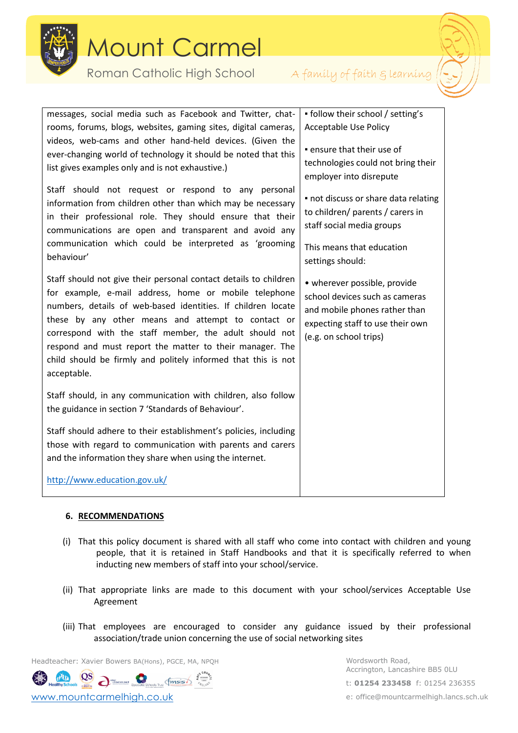| messages, social media such as Facebook and Twitter, chat-rooms, forums, blogs, websites, gaming sites, digital cameras, videos, web-cams and other hand-held devices. (Given the ever-changing world of technology it should be noted that this list gives examples only and is not exhaustive.)<br><br>Staff should not request or respond to any personal information from children other than which may be necessary in their professional role. They should ensure that their communications are open and transparent and avoid any communication which could be interpreted as 'grooming behaviour'<br><br>Staff should not give their personal contact details to children for example, e-mail address, home or mobile telephone numbers, details of web-based identities. If children locate these by any other means and attempt to contact or correspond with the staff member, the adult should not respond and must report the matter to their manager. The child should be firmly and politely informed that this is not acceptable.<br><br>Staff should, in any communication with children, also follow the guidance in section 7 'Standards of Behaviour'.<br><br>Staff should adhere to their establishment's policies, including those with regard to communication with parents and carers and the information they share when using the internet.<br><br>http://www.education.gov.uk/ | ▪ follow their school / setting's Acceptable Use Policy<br><br>▪ ensure that their use of technologies could not bring their employer into disrepute<br><br>▪ not discuss or share data relating to children/ parents / carers in staff social media groups<br><br>This means that education settings should:<br><br>• wherever possible, provide school devices such as cameras and mobile phones rather than expecting staff to use their own (e.g. on school trips) |
|---|---|

**6. RECOMMENDATIONS**

(i) That this policy document is shared with all staff who come into contact with children and young people, that it is retained in Staff Handbooks and that it is specifically referred to when inducting new members of staff into your school/service.

(ii) That appropriate links are made to this document with your school/services Acceptable Use Agreement

(iii) That employees are encouraged to consider any guidance issued by their professional association/trade union concerning the use of social networking sites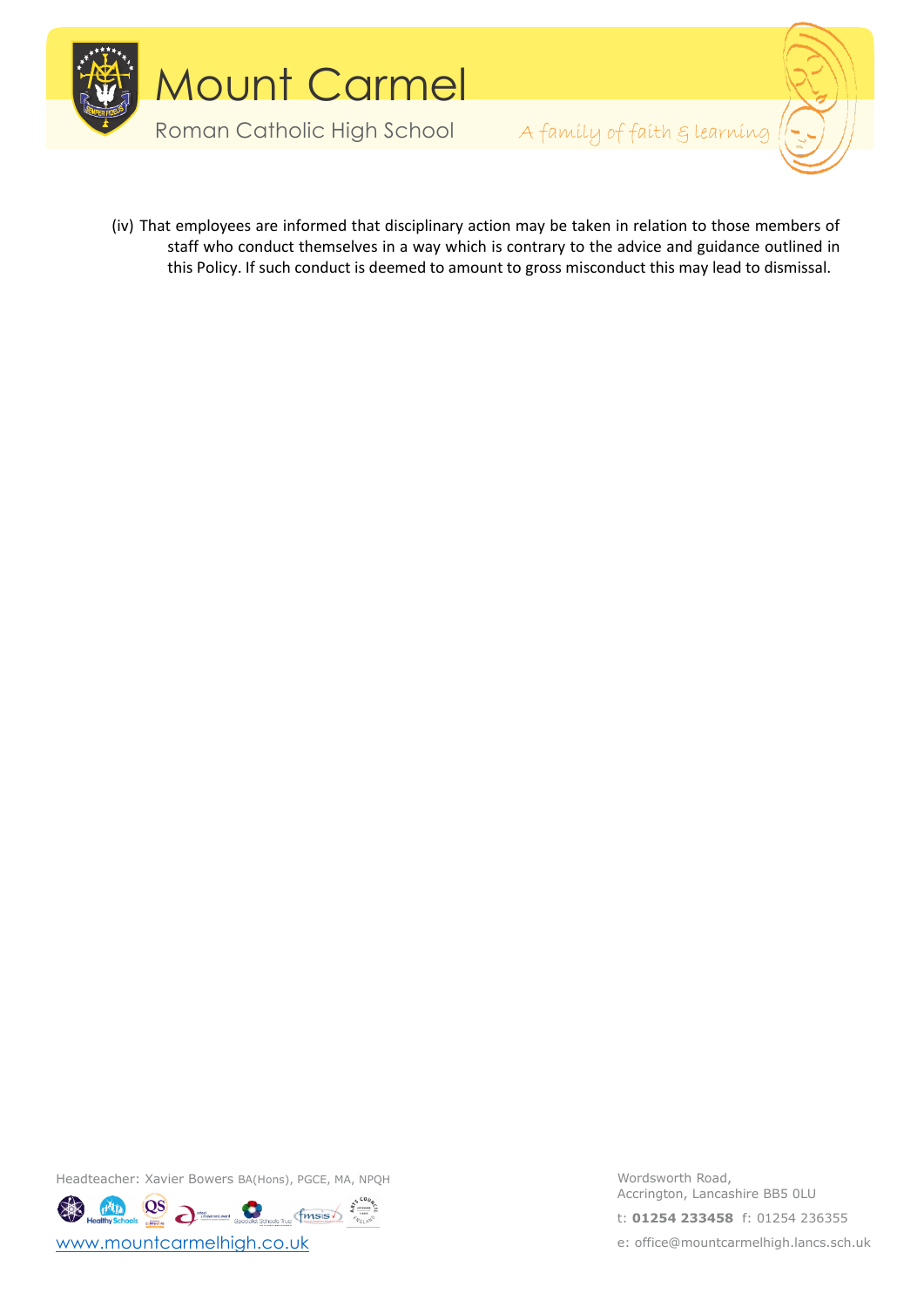(iv) That employees are informed that disciplinary action may be taken in relation to those members of staff who conduct themselves in a way which is contrary to the advice and guidance outlined in this Policy. If such conduct is deemed to amount to gross misconduct this may lead to dismissal.